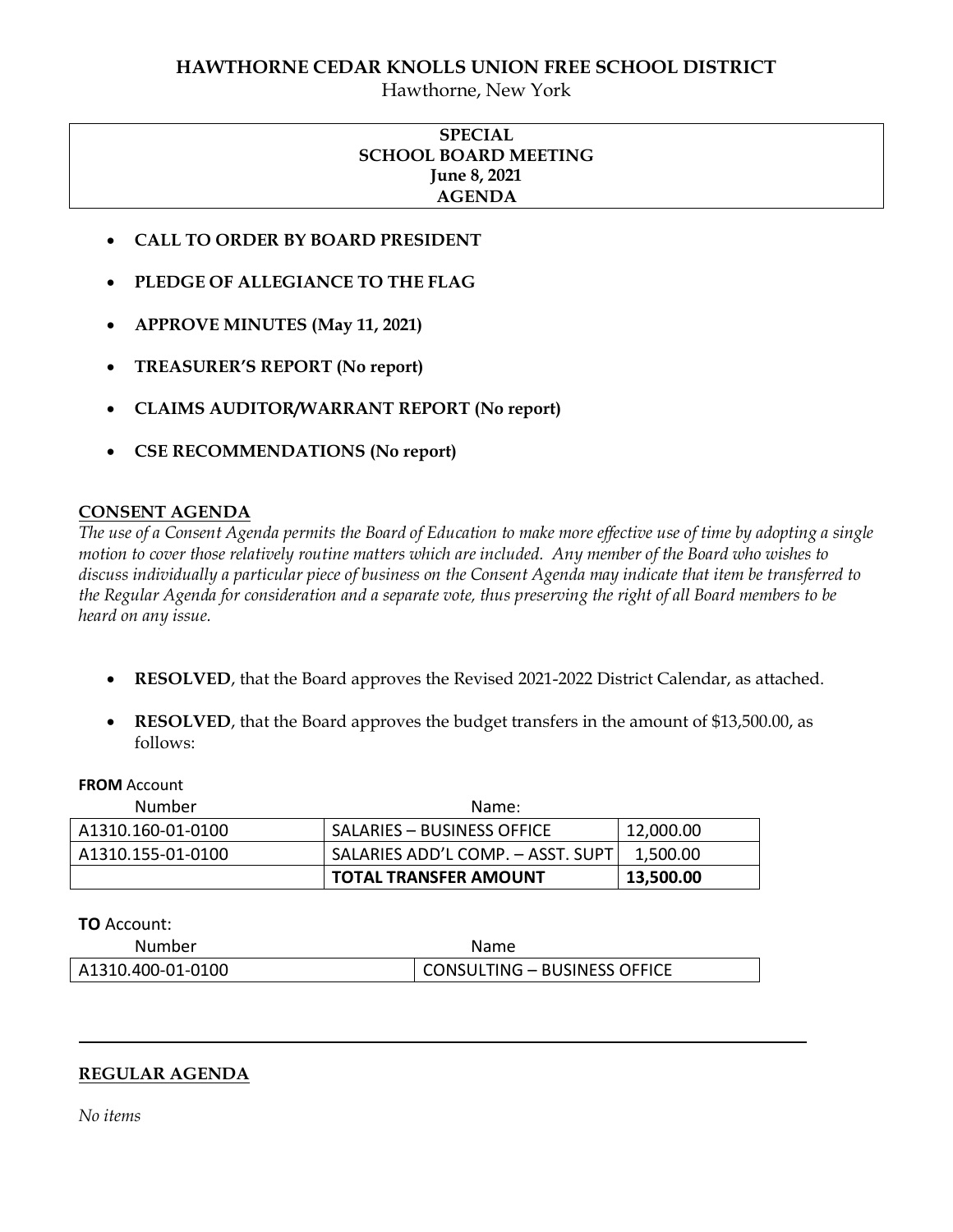# HAWTHORNE CEDAR KNOLLS UNION FREE SCHOOL DISTRICT

Hawthorne, New York

**SPECIAL**
**SCHOOL BOARD MEETING**
**June 8, 2021**
**AGENDA**

- **CALL TO ORDER BY BOARD PRESIDENT**
- **PLEDGE OF ALLEGIANCE TO THE FLAG**
- **APPROVE MINUTES (May 11, 2021)**
- **TREASURER'S REPORT (No report)**
- **CLAIMS AUDITOR/WARRANT REPORT (No report)**
- **CSE RECOMMENDATIONS (No report)**

## CONSENT AGENDA

*The use of a Consent Agenda permits the Board of Education to make more effective use of time by adopting a single motion to cover those relatively routine matters which are included. Any member of the Board who wishes to discuss individually a particular piece of business on the Consent Agenda may indicate that item be transferred to the Regular Agenda for consideration and a separate vote, thus preserving the right of all Board members to be heard on any issue.*

- **RESOLVED**, that the Board approves the Revised 2021-2022 District Calendar, as attached.
- **RESOLVED**, that the Board approves the budget transfers in the amount of $13,500.00, as follows:

**FROM** Account

| Number | Name: | |
|---|---|---|
| A1310.160-01-0100 | SALARIES – BUSINESS OFFICE | 12,000.00 |
| A1310.155-01-0100 | SALARIES ADD'L COMP. – ASST. SUPT | 1,500.00 |
| | **TOTAL TRANSFER AMOUNT** | **13,500.00** |

**TO** Account:

| Number | Name |
|---|---|
| A1310.400-01-0100 | CONSULTING – BUSINESS OFFICE |

---

## REGULAR AGENDA

*No items*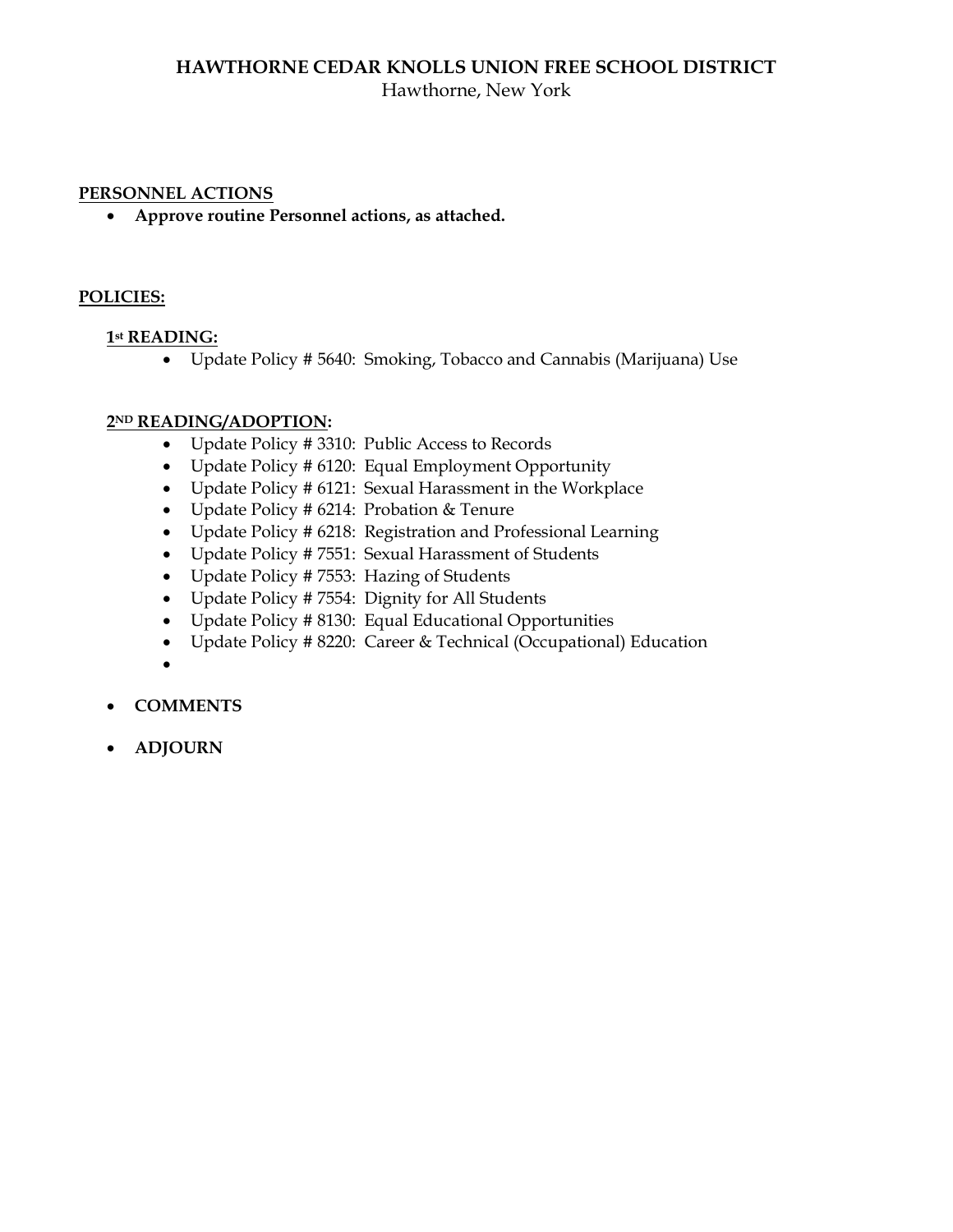**HAWTHORNE CEDAR KNOLLS UNION FREE SCHOOL DISTRICT**
Hawthorne, New York

**PERSONNEL ACTIONS**

- **Approve routine Personnel actions, as attached.**

**POLICIES:**

**1st READING:**

- Update Policy # 5640: Smoking, Tobacco and Cannabis (Marijuana) Use

**2ND READING/ADOPTION:**

- Update Policy # 3310: Public Access to Records
- Update Policy # 6120: Equal Employment Opportunity
- Update Policy # 6121: Sexual Harassment in the Workplace
- Update Policy # 6214: Probation & Tenure
- Update Policy # 6218: Registration and Professional Learning
- Update Policy # 7551: Sexual Harassment of Students
- Update Policy # 7553: Hazing of Students
- Update Policy # 7554: Dignity for All Students
- Update Policy # 8130: Equal Educational Opportunities
- Update Policy # 8220: Career & Technical (Occupational) Education

- **COMMENTS**
- **ADJOURN**